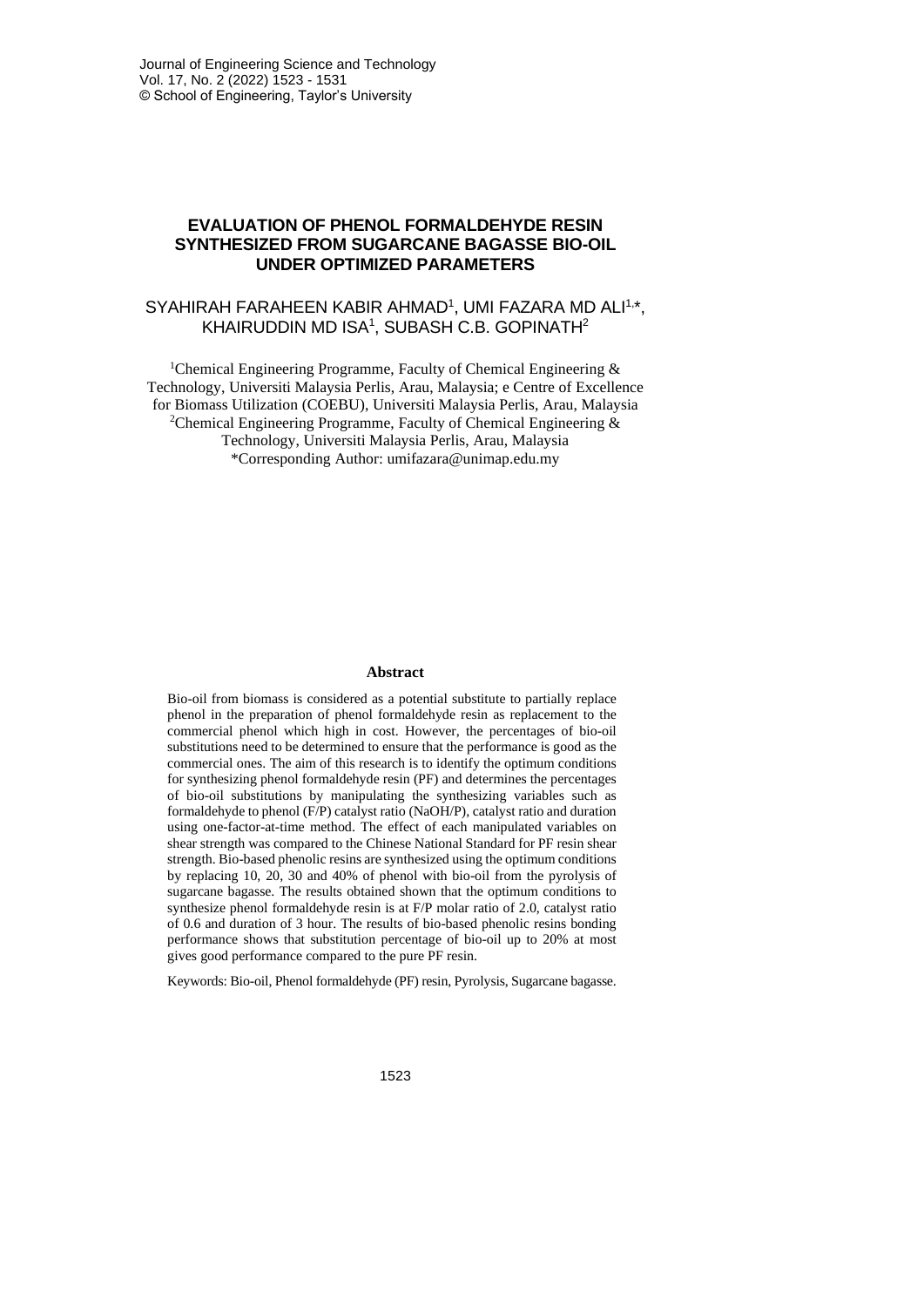# EVALUATION OF PHENOL FORMALDEHYDE RESIN SYNTHESIZED FROM SUGARCANE BAGASSE BIO-OIL UNDER OPTIMIZED PARAMETERS

SYAHIRAH FARAHEEN KABIR AHMAD[1], UMI FAZARA MD ALI[1,*], KHAIRUDDIN MD ISA[1], SUBASH C.B. GOPINATH[2]

[1]Chemical Engineering Programme, Faculty of Chemical Engineering & Technology, Universiti Malaysia Perlis, Arau, Malaysia; e Centre of Excellence for Biomass Utilization (COEBU), Universiti Malaysia Perlis, Arau, Malaysia

[2]Chemical Engineering Programme, Faculty of Chemical Engineering & Technology, Universiti Malaysia Perlis, Arau, Malaysia

*Corresponding Author: umifazara@unimap.edu.my

## Abstract

Bio-oil from biomass is considered as a potential substitute to partially replace phenol in the preparation of phenol formaldehyde resin as replacement to the commercial phenol which high in cost. However, the percentages of bio-oil substitutions need to be determined to ensure that the performance is good as the commercial ones. The aim of this research is to identify the optimum conditions for synthesizing phenol formaldehyde resin (PF) and determines the percentages of bio-oil substitutions by manipulating the synthesizing variables such as formaldehyde to phenol (F/P) catalyst ratio (NaOH/P), catalyst ratio and duration using one-factor-at-time method. The effect of each manipulated variables on shear strength was compared to the Chinese National Standard for PF resin shear strength. Bio-based phenolic resins are synthesized using the optimum conditions by replacing 10, 20, 30 and 40% of phenol with bio-oil from the pyrolysis of sugarcane bagasse. The results obtained shown that the optimum conditions to synthesize phenol formaldehyde resin is at F/P molar ratio of 2.0, catalyst ratio of 0.6 and duration of 3 hour. The results of bio-based phenolic resins bonding performance shows that substitution percentage of bio-oil up to 20% at most gives good performance compared to the pure PF resin.

Keywords: Bio-oil, Phenol formaldehyde (PF) resin, Pyrolysis, Sugarcane bagasse.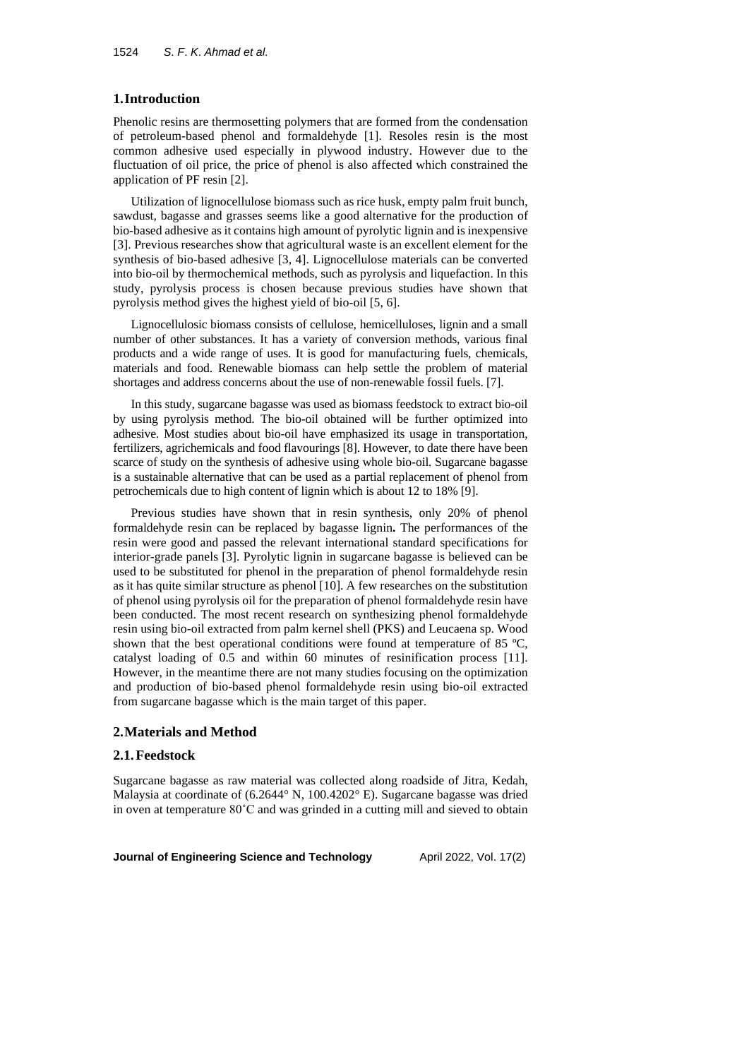## 1. Introduction

Phenolic resins are thermosetting polymers that are formed from the condensation of petroleum-based phenol and formaldehyde [1]. Resoles resin is the most common adhesive used especially in plywood industry. However due to the fluctuation of oil price, the price of phenol is also affected which constrained the application of PF resin [2].

Utilization of lignocellulose biomass such as rice husk, empty palm fruit bunch, sawdust, bagasse and grasses seems like a good alternative for the production of bio-based adhesive as it contains high amount of pyrolytic lignin and is inexpensive [3]. Previous researches show that agricultural waste is an excellent element for the synthesis of bio-based adhesive [3, 4]. Lignocellulose materials can be converted into bio-oil by thermochemical methods, such as pyrolysis and liquefaction. In this study, pyrolysis process is chosen because previous studies have shown that pyrolysis method gives the highest yield of bio-oil [5, 6].

Lignocellulosic biomass consists of cellulose, hemicelluloses, lignin and a small number of other substances. It has a variety of conversion methods, various final products and a wide range of uses. It is good for manufacturing fuels, chemicals, materials and food. Renewable biomass can help settle the problem of material shortages and address concerns about the use of non-renewable fossil fuels. [7].

In this study, sugarcane bagasse was used as biomass feedstock to extract bio-oil by using pyrolysis method. The bio-oil obtained will be further optimized into adhesive. Most studies about bio-oil have emphasized its usage in transportation, fertilizers, agrichemicals and food flavourings [8]. However, to date there have been scarce of study on the synthesis of adhesive using whole bio-oil. Sugarcane bagasse is a sustainable alternative that can be used as a partial replacement of phenol from petrochemicals due to high content of lignin which is about 12 to 18% [9].

Previous studies have shown that in resin synthesis, only 20% of phenol formaldehyde resin can be replaced by bagasse lignin**.** The performances of the resin were good and passed the relevant international standard specifications for interior-grade panels [3]. Pyrolytic lignin in sugarcane bagasse is believed can be used to be substituted for phenol in the preparation of phenol formaldehyde resin as it has quite similar structure as phenol [10]. A few researches on the substitution of phenol using pyrolysis oil for the preparation of phenol formaldehyde resin have been conducted. The most recent research on synthesizing phenol formaldehyde resin using bio-oil extracted from palm kernel shell (PKS) and Leucaena sp. Wood shown that the best operational conditions were found at temperature of 85 ºC, catalyst loading of 0.5 and within 60 minutes of resinification process [11]. However, in the meantime there are not many studies focusing on the optimization and production of bio-based phenol formaldehyde resin using bio-oil extracted from sugarcane bagasse which is the main target of this paper.

## 2. Materials and Method

### 2.1. Feedstock

Sugarcane bagasse as raw material was collected along roadside of Jitra, Kedah, Malaysia at coordinate of (6.2644° N, 100.4202° E). Sugarcane bagasse was dried in oven at temperature 80˚C and was grinded in a cutting mill and sieved to obtain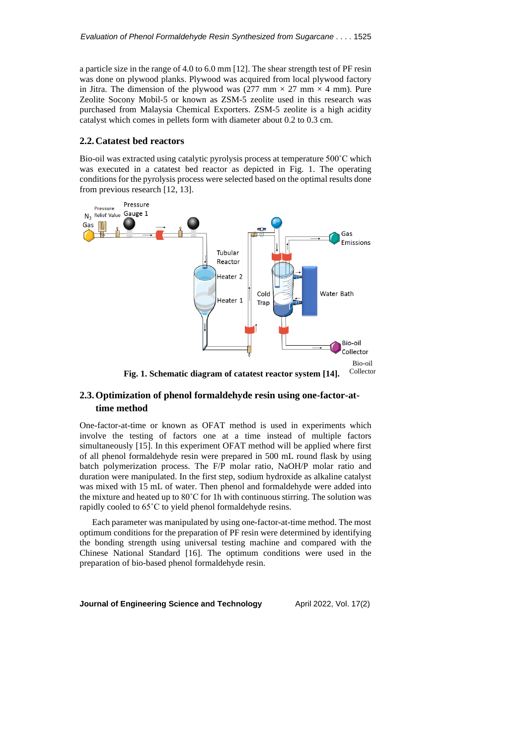a particle size in the range of 4.0 to 6.0 mm [12]. The shear strength test of PF resin was done on plywood planks. Plywood was acquired from local plywood factory in Jitra. The dimension of the plywood was (277 mm × 27 mm × 4 mm). Pure Zeolite Socony Mobil-5 or known as ZSM-5 zeolite used in this research was purchased from Malaysia Chemical Exporters. ZSM-5 zeolite is a high acidity catalyst which comes in pellets form with diameter about 0.2 to 0.3 cm.

## 2.2. Catatest bed reactors

Bio-oil was extracted using catalytic pyrolysis process at temperature 500˚C which was executed in a catatest bed reactor as depicted in Fig. 1. The operating conditions for the pyrolysis process were selected based on the optimal results done from previous research [12, 13].

**Fig. 1. Schematic diagram of catatest reactor system [14].**

## 2.3. Optimization of phenol formaldehyde resin using one-factor-at-time method

One-factor-at-time or known as OFAT method is used in experiments which involve the testing of factors one at a time instead of multiple factors simultaneously [15]. In this experiment OFAT method will be applied where first of all phenol formaldehyde resin were prepared in 500 mL round flask by using batch polymerization process. The F/P molar ratio, NaOH/P molar ratio and duration were manipulated. In the first step, sodium hydroxide as alkaline catalyst was mixed with 15 mL of water. Then phenol and formaldehyde were added into the mixture and heated up to 80˚C for 1h with continuous stirring. The solution was rapidly cooled to 65˚C to yield phenol formaldehyde resins.

Each parameter was manipulated by using one-factor-at-time method. The most optimum conditions for the preparation of PF resin were determined by identifying the bonding strength using universal testing machine and compared with the Chinese National Standard [16]. The optimum conditions were used in the preparation of bio-based phenol formaldehyde resin.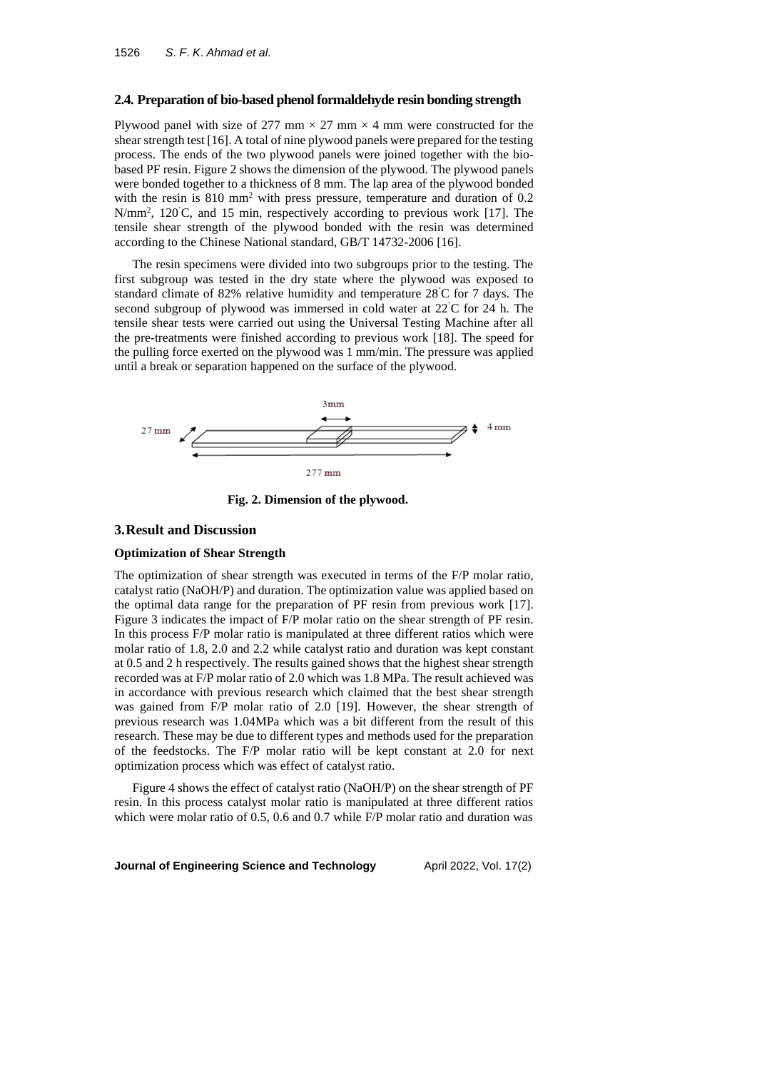## 2.4. Preparation of bio-based phenol formaldehyde resin bonding strength

Plywood panel with size of 277 mm × 27 mm × 4 mm were constructed for the shear strength test [16]. A total of nine plywood panels were prepared for the testing process. The ends of the two plywood panels were joined together with the bio-based PF resin. Figure 2 shows the dimension of the plywood. The plywood panels were bonded together to a thickness of 8 mm. The lap area of the plywood bonded with the resin is 810 $mm^2$ with press pressure, temperature and duration of 0.2 $N/mm^2$, 120°C, and 15 min, respectively according to previous work [17]. The tensile shear strength of the plywood bonded with the resin was determined according to the Chinese National standard, GB/T 14732-2006 [16].

The resin specimens were divided into two subgroups prior to the testing. The first subgroup was tested in the dry state where the plywood was exposed to standard climate of 82% relative humidity and temperature 28°C for 7 days. The second subgroup of plywood was immersed in cold water at 22°C for 24 h. The tensile shear tests were carried out using the Universal Testing Machine after all the pre-treatments were finished according to previous work [18]. The speed for the pulling force exerted on the plywood was 1 mm/min. The pressure was applied until a break or separation happened on the surface of the plywood.

**Fig. 2. Dimension of the plywood.**

## 3. Result and Discussion

### Optimization of Shear Strength

The optimization of shear strength was executed in terms of the F/P molar ratio, catalyst ratio (NaOH/P) and duration. The optimization value was applied based on the optimal data range for the preparation of PF resin from previous work [17]. Figure 3 indicates the impact of F/P molar ratio on the shear strength of PF resin. In this process F/P molar ratio is manipulated at three different ratios which were molar ratio of 1.8, 2.0 and 2.2 while catalyst ratio and duration was kept constant at 0.5 and 2 h respectively. The results gained shows that the highest shear strength recorded was at F/P molar ratio of 2.0 which was 1.8 MPa. The result achieved was in accordance with previous research which claimed that the best shear strength was gained from F/P molar ratio of 2.0 [19]. However, the shear strength of previous research was 1.04MPa which was a bit different from the result of this research. These may be due to different types and methods used for the preparation of the feedstocks. The F/P molar ratio will be kept constant at 2.0 for next optimization process which was effect of catalyst ratio.

Figure 4 shows the effect of catalyst ratio (NaOH/P) on the shear strength of PF resin. In this process catalyst molar ratio is manipulated at three different ratios which were molar ratio of 0.5, 0.6 and 0.7 while F/P molar ratio and duration was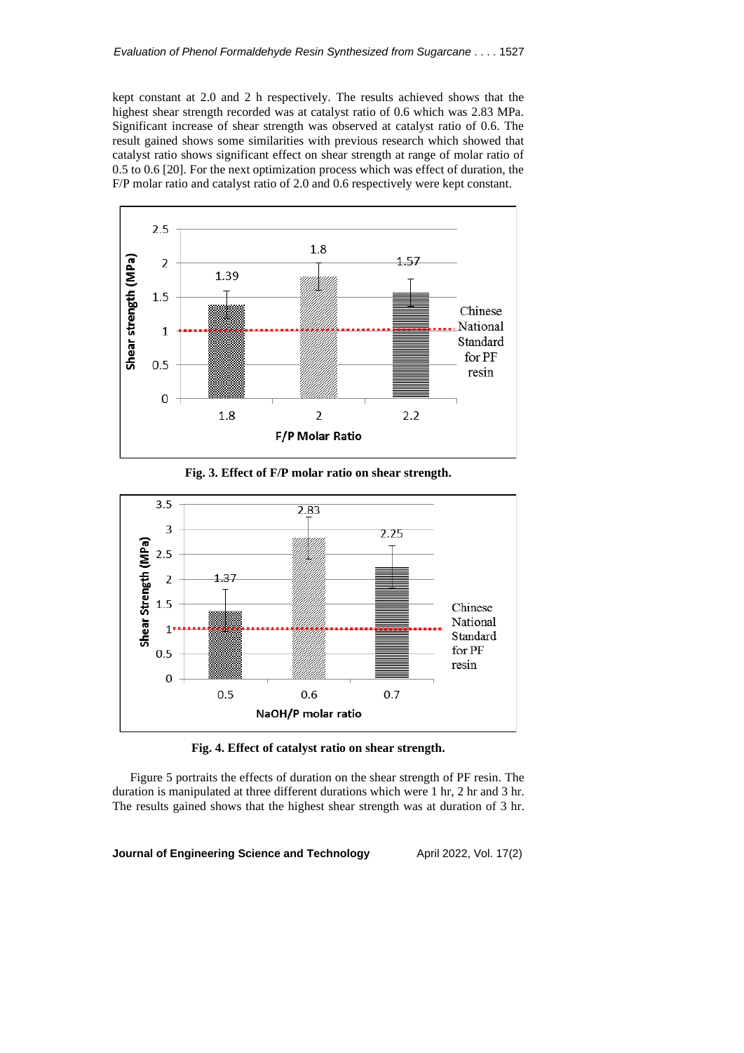kept constant at 2.0 and 2 h respectively. The results achieved shows that the highest shear strength recorded was at catalyst ratio of 0.6 which was 2.83 MPa. Significant increase of shear strength was observed at catalyst ratio of 0.6. The result gained shows some similarities with previous research which showed that catalyst ratio shows significant effect on shear strength at range of molar ratio of 0.5 to 0.6 [20]. For the next optimization process which was effect of duration, the F/P molar ratio and catalyst ratio of 2.0 and 0.6 respectively were kept constant.

**Fig. 3. Effect of F/P molar ratio on shear strength.**

**Fig. 4. Effect of catalyst ratio on shear strength.**

Figure 5 portraits the effects of duration on the shear strength of PF resin. The duration is manipulated at three different durations which were 1 hr, 2 hr and 3 hr. The results gained shows that the highest shear strength was at duration of 3 hr.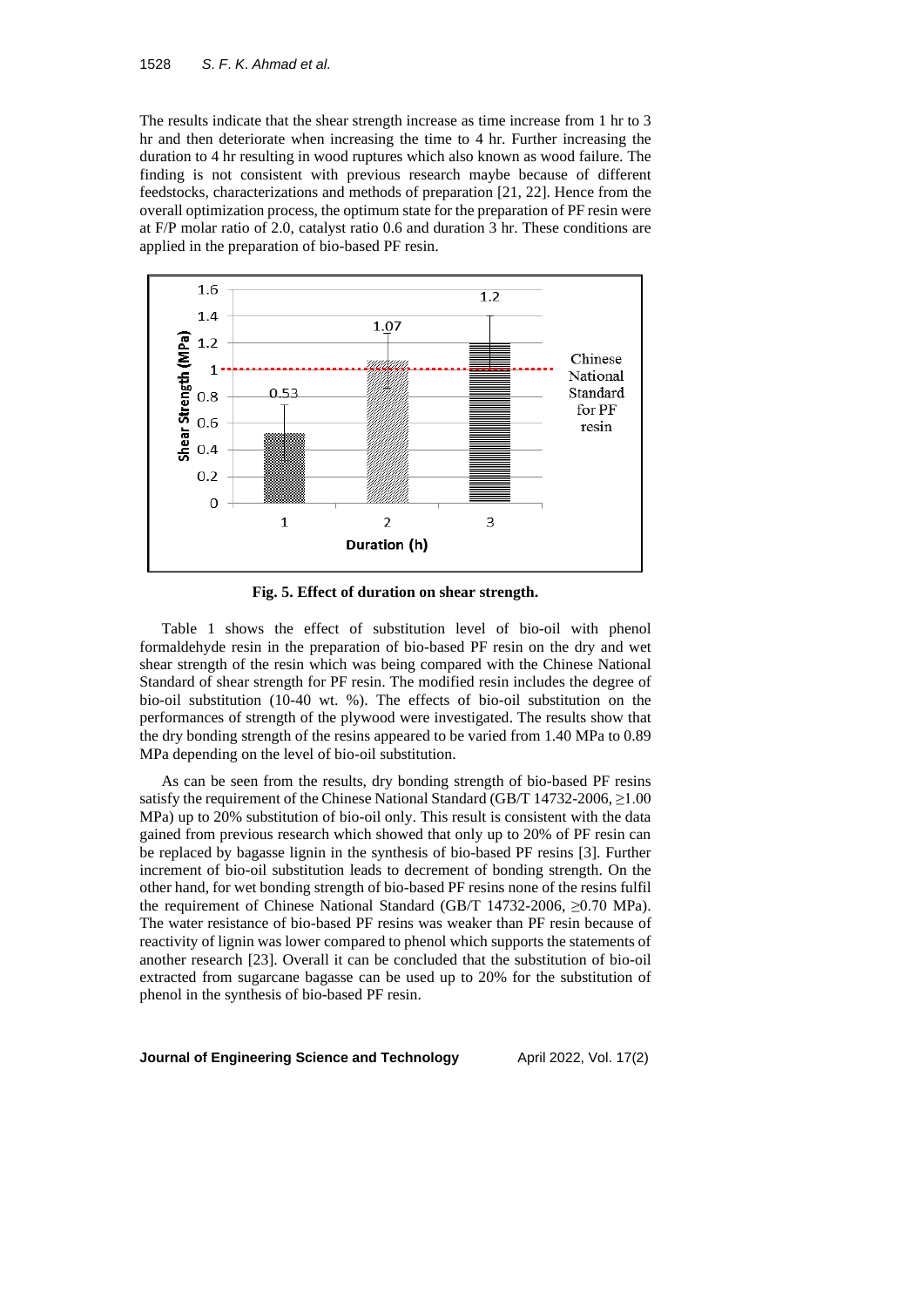The results indicate that the shear strength increase as time increase from 1 hr to 3 hr and then deteriorate when increasing the time to 4 hr. Further increasing the duration to 4 hr resulting in wood ruptures which also known as wood failure. The finding is not consistent with previous research maybe because of different feedstocks, characterizations and methods of preparation [21, 22]. Hence from the overall optimization process, the optimum state for the preparation of PF resin were at F/P molar ratio of 2.0, catalyst ratio 0.6 and duration 3 hr. These conditions are applied in the preparation of bio-based PF resin.

**Fig. 5. Effect of duration on shear strength.**

Table 1 shows the effect of substitution level of bio-oil with phenol formaldehyde resin in the preparation of bio-based PF resin on the dry and wet shear strength of the resin which was being compared with the Chinese National Standard of shear strength for PF resin. The modified resin includes the degree of bio-oil substitution (10-40 wt. %). The effects of bio-oil substitution on the performances of strength of the plywood were investigated. The results show that the dry bonding strength of the resins appeared to be varied from 1.40 MPa to 0.89 MPa depending on the level of bio-oil substitution.

As can be seen from the results, dry bonding strength of bio-based PF resins satisfy the requirement of the Chinese National Standard (GB/T 14732-2006, $\geq$1.00 MPa) up to 20% substitution of bio-oil only. This result is consistent with the data gained from previous research which showed that only up to 20% of PF resin can be replaced by bagasse lignin in the synthesis of bio-based PF resins [3]. Further increment of bio-oil substitution leads to decrement of bonding strength. On the other hand, for wet bonding strength of bio-based PF resins none of the resins fulfil the requirement of Chinese National Standard (GB/T 14732-2006, $\geq$0.70 MPa). The water resistance of bio-based PF resins was weaker than PF resin because of reactivity of lignin was lower compared to phenol which supports the statements of another research [23]. Overall it can be concluded that the substitution of bio-oil extracted from sugarcane bagasse can be used up to 20% for the substitution of phenol in the synthesis of bio-based PF resin.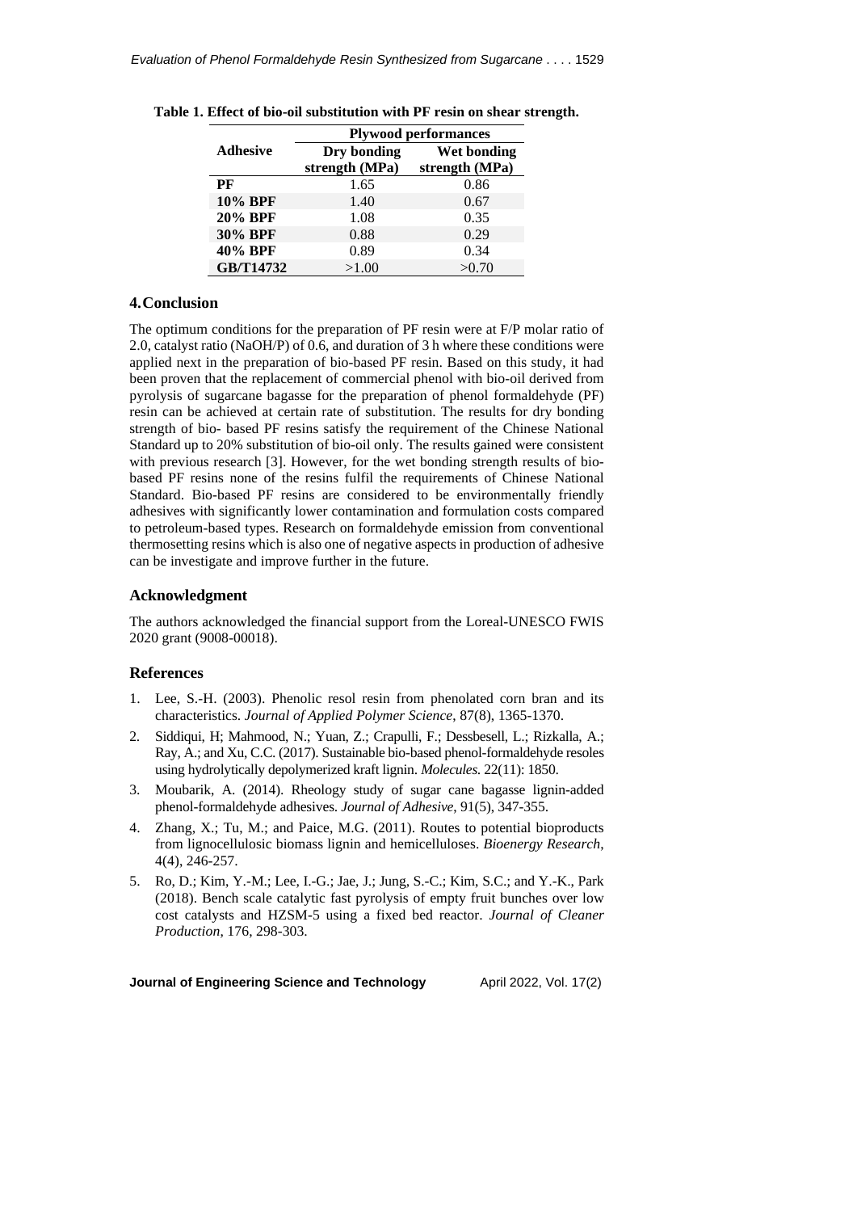Table 1. Effect of bio-oil substitution with PF resin on shear strength.

| Adhesive | Plywood performances | |
|---|---|---|
| | Dry bonding strength (MPa) | Wet bonding strength (MPa) |
| **PF** | 1.65 | 0.86 |
| **10% BPF** | 1.40 | 0.67 |
| **20% BPF** | 1.08 | 0.35 |
| **30% BPF** | 0.88 | 0.29 |
| **40% BPF** | 0.89 | 0.34 |
| **GB/T14732** | >1.00 | >0.70 |

## 4. Conclusion

The optimum conditions for the preparation of PF resin were at F/P molar ratio of 2.0, catalyst ratio (NaOH/P) of 0.6, and duration of 3 h where these conditions were applied next in the preparation of bio-based PF resin. Based on this study, it had been proven that the replacement of commercial phenol with bio-oil derived from pyrolysis of sugarcane bagasse for the preparation of phenol formaldehyde (PF) resin can be achieved at certain rate of substitution. The results for dry bonding strength of bio- based PF resins satisfy the requirement of the Chinese National Standard up to 20% substitution of bio-oil only. The results gained were consistent with previous research [3]. However, for the wet bonding strength results of bio-based PF resins none of the resins fulfil the requirements of Chinese National Standard. Bio-based PF resins are considered to be environmentally friendly adhesives with significantly lower contamination and formulation costs compared to petroleum-based types. Research on formaldehyde emission from conventional thermosetting resins which is also one of negative aspects in production of adhesive can be investigate and improve further in the future.

## Acknowledgment

The authors acknowledged the financial support from the Loreal-UNESCO FWIS 2020 grant (9008-00018).

## References

1. Lee, S.-H. (2003). Phenolic resol resin from phenolated corn bran and its characteristics. *Journal of Applied Polymer Science*, 87(8), 1365-1370.
2. Siddiqui, H; Mahmood, N.; Yuan, Z.; Crapulli, F.; Dessbesell, L.; Rizkalla, A.; Ray, A.; and Xu, C.C. (2017). Sustainable bio-based phenol-formaldehyde resoles using hydrolytically depolymerized kraft lignin. *Molecules.* 22(11): 1850.
3. Moubarik, A. (2014). Rheology study of sugar cane bagasse lignin-added phenol-formaldehyde adhesives. *Journal of Adhesive*, 91(5), 347-355.
4. Zhang, X.; Tu, M.; and Paice, M.G. (2011). Routes to potential bioproducts from lignocellulosic biomass lignin and hemicelluloses. *Bioenergy Research*, 4(4), 246-257.
5. Ro, D.; Kim, Y.-M.; Lee, I.-G.; Jae, J.; Jung, S.-C.; Kim, S.C.; and Y.-K., Park (2018). Bench scale catalytic fast pyrolysis of empty fruit bunches over low cost catalysts and HZSM-5 using a fixed bed reactor. *Journal of Cleaner Production*, 176, 298-303.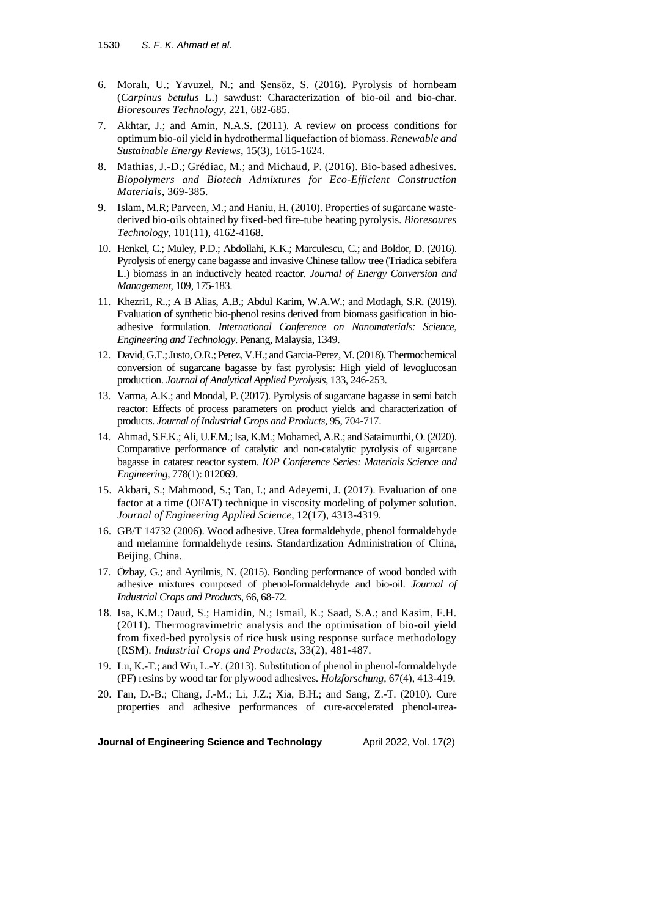6. Moralı, U.; Yavuzel, N.; and Şensöz, S. (2016). Pyrolysis of hornbeam (*Carpinus betulus* L.) sawdust: Characterization of bio-oil and bio-char. *Bioresoures Technology*, 221, 682-685.
7. Akhtar, J.; and Amin, N.A.S. (2011). A review on process conditions for optimum bio-oil yield in hydrothermal liquefaction of biomass. *Renewable and Sustainable Energy Reviews*, 15(3), 1615-1624.
8. Mathias, J.-D.; Grédiac, M.; and Michaud, P. (2016). Bio-based adhesives. *Biopolymers and Biotech Admixtures for Eco-Efficient Construction Materials*, 369-385.
9. Islam, M.R; Parveen, M.; and Haniu, H. (2010). Properties of sugarcane waste-derived bio-oils obtained by fixed-bed fire-tube heating pyrolysis. *Bioresoures Technology*, 101(11), 4162-4168.
10. Henkel, C.; Muley, P.D.; Abdollahi, K.K.; Marculescu, C.; and Boldor, D. (2016). Pyrolysis of energy cane bagasse and invasive Chinese tallow tree (Triadica sebifera L.) biomass in an inductively heated reactor. *Journal of Energy Conversion and Management*, 109, 175-183.
11. Khezri1, R..; A B Alias, A.B.; Abdul Karim, W.A.W.; and Motlagh, S.R. (2019). Evaluation of synthetic bio-phenol resins derived from biomass gasification in bio-adhesive formulation. *International Conference on Nanomaterials: Science, Engineering and Technology*. Penang, Malaysia, 1349.
12. David, G.F.; Justo, O.R.; Perez, V.H.; and Garcia-Perez, M. (2018). Thermochemical conversion of sugarcane bagasse by fast pyrolysis: High yield of levoglucosan production. *Journal of Analytical Applied Pyrolysis*, 133, 246-253.
13. Varma, A.K.; and Mondal, P. (2017). Pyrolysis of sugarcane bagasse in semi batch reactor: Effects of process parameters on product yields and characterization of products. *Journal of Industrial Crops and Products*, 95, 704-717.
14. Ahmad, S.F.K.; Ali, U.F.M.; Isa, K.M.; Mohamed, A.R.; and Sataimurthi, O. (2020). Comparative performance of catalytic and non-catalytic pyrolysis of sugarcane bagasse in catatest reactor system. *IOP Conference Series: Materials Science and Engineering*, 778(1): 012069.
15. Akbari, S.; Mahmood, S.; Tan, I.; and Adeyemi, J. (2017). Evaluation of one factor at a time (OFAT) technique in viscosity modeling of polymer solution. *Journal of Engineering Applied Science*, 12(17), 4313-4319.
16. GB/T 14732 (2006). Wood adhesive. Urea formaldehyde, phenol formaldehyde and melamine formaldehyde resins. Standardization Administration of China, Beijing, China.
17. Özbay, G.; and Ayrilmis, N. (2015). Bonding performance of wood bonded with adhesive mixtures composed of phenol-formaldehyde and bio-oil. *Journal of Industrial Crops and Products*, 66, 68-72.
18. Isa, K.M.; Daud, S.; Hamidin, N.; Ismail, K.; Saad, S.A.; and Kasim, F.H. (2011). Thermogravimetric analysis and the optimisation of bio-oil yield from fixed-bed pyrolysis of rice husk using response surface methodology (RSM). *Industrial Crops and Products*, 33(2), 481-487.
19. Lu, K.-T.; and Wu, L.-Y. (2013). Substitution of phenol in phenol-formaldehyde (PF) resins by wood tar for plywood adhesives. *Holzforschung*, 67(4), 413-419.
20. Fan, D.-B.; Chang, J.-M.; Li, J.Z.; Xia, B.H.; and Sang, Z.-T. (2010). Cure properties and adhesive performances of cure-accelerated phenol-urea-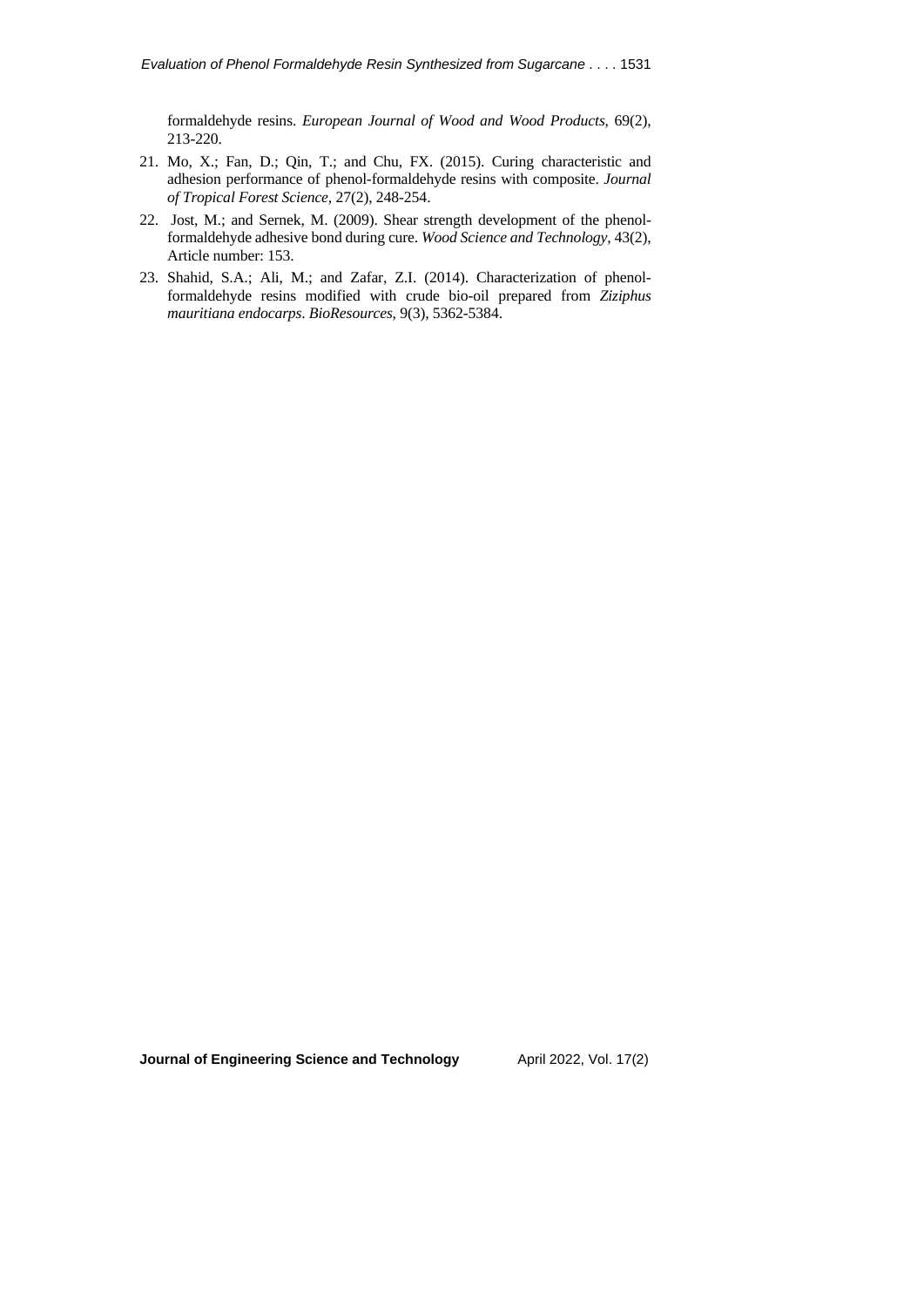formaldehyde resins. *European Journal of Wood and Wood Products*, 69(2), 213-220.

21. Mo, X.; Fan, D.; Qin, T.; and Chu, FX. (2015). Curing characteristic and adhesion performance of phenol-formaldehyde resins with composite. *Journal of Tropical Forest Science*, 27(2), 248-254.
22. Jost, M.; and Sernek, M. (2009). Shear strength development of the phenol-formaldehyde adhesive bond during cure. *Wood Science and Technology*, 43(2), Article number: 153.
23. Shahid, S.A.; Ali, M.; and Zafar, Z.I. (2014). Characterization of phenol-formaldehyde resins modified with crude bio-oil prepared from *Ziziphus mauritiana endocarps*. *BioResources*, 9(3), 5362-5384.